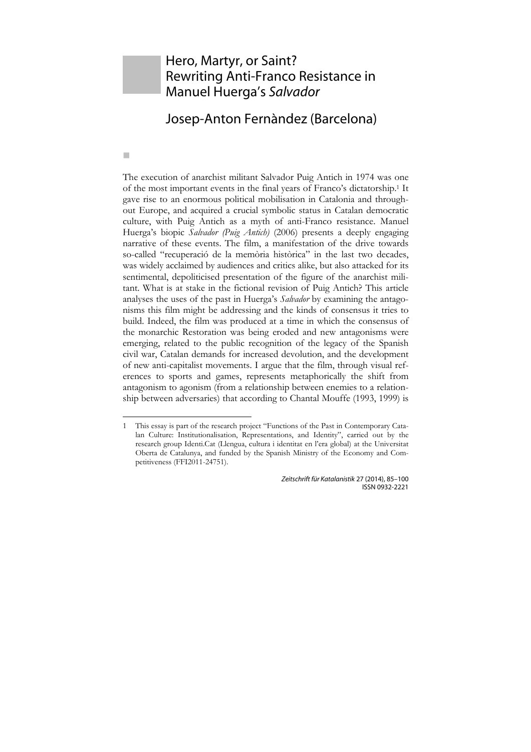# Hero, Martyr, or Saint? Rewriting Anti-Franco Resistance in Manuel Huerga's *Salvador*

## Josep-Anton Fernàndez (Barcelona)

The execution of anarchist militant Salvador Puig Antich in 1974 was one of the most important events in the final years of Franco's dictatorship.[1] It gave rise to an enormous political mobilisation in Catalonia and throughout Europe, and acquired a crucial symbolic status in Catalan democratic culture, with Puig Antich as a myth of anti-Franco resistance. Manuel Huerga's biopic *Salvador (Puig Antich)* (2006) presents a deeply engaging narrative of these events. The film, a manifestation of the drive towards so-called "recuperació de la memòria històrica" in the last two decades, was widely acclaimed by audiences and critics alike, but also attacked for its sentimental, depoliticised presentation of the figure of the anarchist militant. What is at stake in the fictional revision of Puig Antich? This article analyses the uses of the past in Huerga's *Salvador* by examining the antagonisms this film might be addressing and the kinds of consensus it tries to build. Indeed, the film was produced at a time in which the consensus of the monarchic Restoration was being eroded and new antagonisms were emerging, related to the public recognition of the legacy of the Spanish civil war, Catalan demands for increased devolution, and the development of new anti-capitalist movements. I argue that the film, through visual references to sports and games, represents metaphorically the shift from antagonism to agonism (from a relationship between enemies to a relationship between adversaries) that according to Chantal Mouffe (1993, 1999) is

---

1 This essay is part of the research project "Functions of the Past in Contemporary Catalan Culture: Institutionalisation, Representations, and Identity", carried out by the research group Identi.Cat (Llengua, cultura i identitat en l'era global) at the Universitat Oberta de Catalunya, and funded by the Spanish Ministry of the Economy and Competitiveness (FFI2011-24751).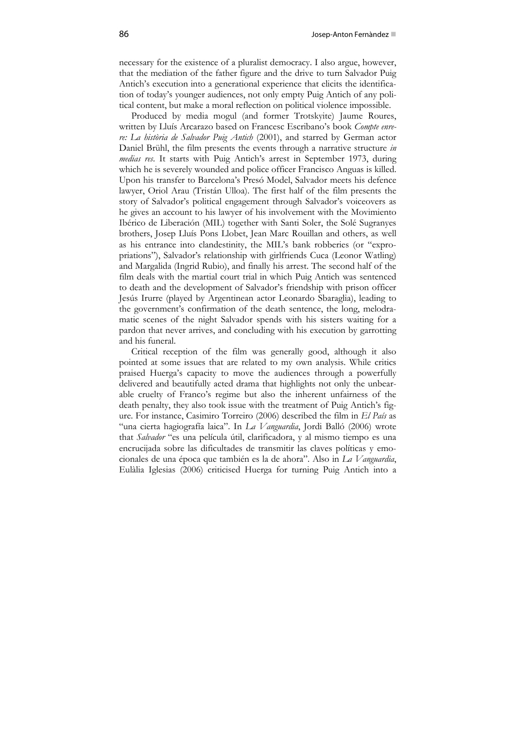necessary for the existence of a pluralist democracy. I also argue, however, that the mediation of the father figure and the drive to turn Salvador Puig Antich's execution into a generational experience that elicits the identification of today's younger audiences, not only empty Puig Antich of any political content, but make a moral reflection on political violence impossible.

Produced by media mogul (and former Trotskyite) Jaume Roures, written by Lluís Arcarazo based on Francesc Escribano's book *Compte enrere: La història de Salvador Puig Antich* (2001), and starred by German actor Daniel Brühl, the film presents the events through a narrative structure *in medias res*. It starts with Puig Antich's arrest in September 1973, during which he is severely wounded and police officer Francisco Anguas is killed. Upon his transfer to Barcelona's Presó Model, Salvador meets his defence lawyer, Oriol Arau (Tristán Ulloa). The first half of the film presents the story of Salvador's political engagement through Salvador's voiceovers as he gives an account to his lawyer of his involvement with the Movimiento Ibérico de Liberación (MIL) together with Santi Soler, the Solé Sugranyes brothers, Josep Lluís Pons Llobet, Jean Marc Rouillan and others, as well as his entrance into clandestinity, the MIL's bank robberies (or "expropriations"), Salvador's relationship with girlfriends Cuca (Leonor Watling) and Margalida (Ingrid Rubio), and finally his arrest. The second half of the film deals with the martial court trial in which Puig Antich was sentenced to death and the development of Salvador's friendship with prison officer Jesús Irurre (played by Argentinean actor Leonardo Sbaraglia), leading to the government's confirmation of the death sentence, the long, melodramatic scenes of the night Salvador spends with his sisters waiting for a pardon that never arrives, and concluding with his execution by garrotting and his funeral.

Critical reception of the film was generally good, although it also pointed at some issues that are related to my own analysis. While critics praised Huerga's capacity to move the audiences through a powerfully delivered and beautifully acted drama that highlights not only the unbearable cruelty of Franco's regime but also the inherent unfairness of the death penalty, they also took issue with the treatment of Puig Antich's figure. For instance, Casimiro Torreiro (2006) described the film in *El País* as "una cierta hagiografía laica". In *La Vanguardia*, Jordi Balló (2006) wrote that *Salvador* "es una película útil, clarificadora, y al mismo tiempo es una encrucijada sobre las dificultades de transmitir las claves políticas y emocionales de una época que también es la de ahora". Also in *La Vanguardia*, Eulàlia Iglesias (2006) criticised Huerga for turning Puig Antich into a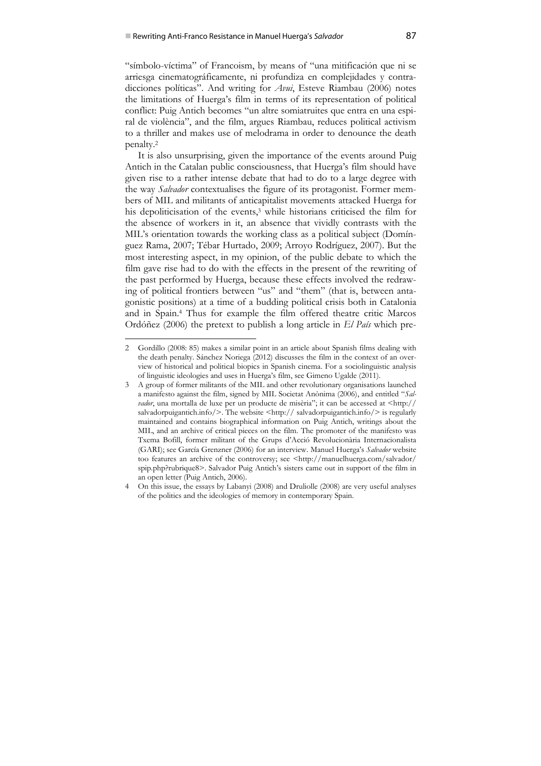"símbolo-víctima" of Francoism, by means of "una mitificación que ni se arriesga cinematográficamente, ni profundiza en complejidades y contradicciones políticas". And writing for *Avui*, Esteve Riambau (2006) notes the limitations of Huerga's film in terms of its representation of political conflict: Puig Antich becomes "un altre somiatruites que entra en una espiral de violència", and the film, argues Riambau, reduces political activism to a thriller and makes use of melodrama in order to denounce the death penalty.[2]

It is also unsurprising, given the importance of the events around Puig Antich in the Catalan public consciousness, that Huerga's film should have given rise to a rather intense debate that had to do to a large degree with the way *Salvador* contextualises the figure of its protagonist. Former members of MIL and militants of anticapitalist movements attacked Huerga for his depoliticisation of the events,[3] while historians criticised the film for the absence of workers in it, an absence that vividly contrasts with the MIL's orientation towards the working class as a political subject (Domínguez Rama, 2007; Tébar Hurtado, 2009; Arroyo Rodríguez, 2007). But the most interesting aspect, in my opinion, of the public debate to which the film gave rise had to do with the effects in the present of the rewriting of the past performed by Huerga, because these effects involved the redrawing of political frontiers between "us" and "them" (that is, between antagonistic positions) at a time of a budding political crisis both in Catalonia and in Spain.[4] Thus for example the film offered theatre critic Marcos Ordóñez (2006) the pretext to publish a long article in *El País* which pre-

---

2 Gordillo (2008: 85) makes a similar point in an article about Spanish films dealing with the death penalty. Sánchez Noriega (2012) discusses the film in the context of an overview of historical and political biopics in Spanish cinema. For a sociolinguistic analysis of linguistic ideologies and uses in Huerga's film, see Gimeno Ugalde (2011).

3 A group of former militants of the MIL and other revolutionary organisations launched a manifesto against the film, signed by MIL Societat Anònima (2006), and entitled "*Salvador*, una mortalla de luxe per un producte de misèria"; it can be accessed at <http://salvadorpuigantich.info/>. The website <http:// salvadorpuigantich.info/> is regularly maintained and contains biographical information on Puig Antich, writings about the MIL, and an archive of critical pieces on the film. The promoter of the manifesto was Txema Bofill, former militant of the Grups d'Acció Revolucionària Internacionalista (GARI); see García Grenzner (2006) for an interview. Manuel Huerga's *Salvador* website too features an archive of the controversy; see <http://manuelhuerga.com/salvador/spip.php?rubrique8>. Salvador Puig Antich's sisters came out in support of the film in an open letter (Puig Antich, 2006).

4 On this issue, the essays by Labanyi (2008) and Druliolle (2008) are very useful analyses of the politics and the ideologies of memory in contemporary Spain.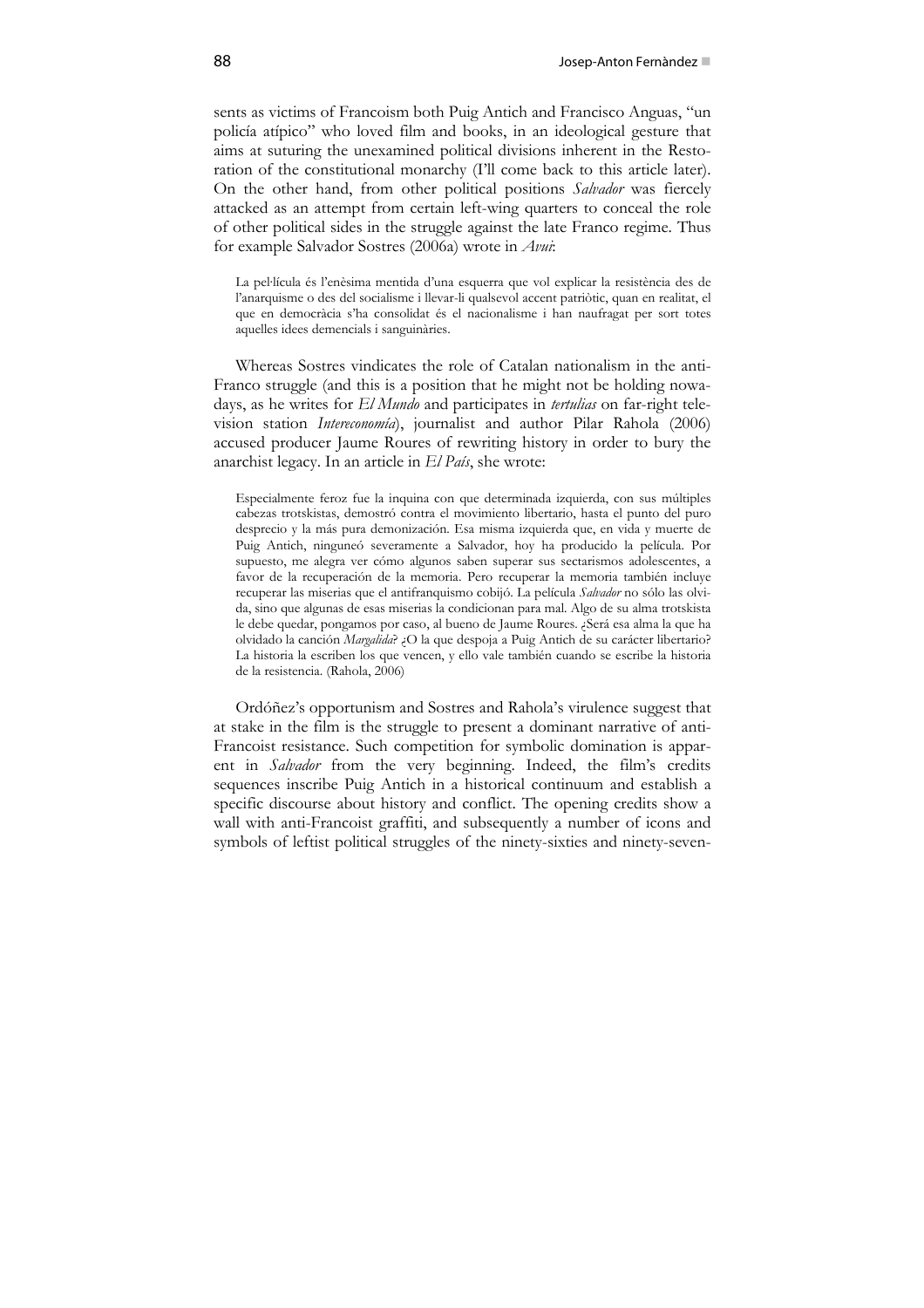sents as victims of Francoism both Puig Antich and Francisco Anguas, "un policía atípico" who loved film and books, in an ideological gesture that aims at suturing the unexamined political divisions inherent in the Restoration of the constitutional monarchy (I'll come back to this article later). On the other hand, from other political positions *Salvador* was fiercely attacked as an attempt from certain left-wing quarters to conceal the role of other political sides in the struggle against the late Franco regime. Thus for example Salvador Sostres (2006a) wrote in *Avui*:

> La pel·lícula és l'enèsima mentida d'una esquerra que vol explicar la resistència des de l'anarquisme o des del socialisme i llevar-li qualsevol accent patriòtic, quan en realitat, el que en democràcia s'ha consolidat és el nacionalisme i han naufragat per sort totes aquelles idees demencials i sanguinàries.

Whereas Sostres vindicates the role of Catalan nationalism in the anti-Franco struggle (and this is a position that he might not be holding nowadays, as he writes for *El Mundo* and participates in *tertulias* on far-right television station *Intereconomía*), journalist and author Pilar Rahola (2006) accused producer Jaume Roures of rewriting history in order to bury the anarchist legacy. In an article in *El País*, she wrote:

> Especialmente feroz fue la inquina con que determinada izquierda, con sus múltiples cabezas trotskistas, demostró contra el movimiento libertario, hasta el punto del puro desprecio y la más pura demonización. Esa misma izquierda que, en vida y muerte de Puig Antich, ninguneó severamente a Salvador, hoy ha producido la película. Por supuesto, me alegra ver cómo algunos saben superar sus sectarismos adolescentes, a favor de la recuperación de la memoria. Pero recuperar la memoria también incluye recuperar las miserias que el antifranquismo cobijó. La película *Salvador* no sólo las olvida, sino que algunas de esas miserias la condicionan para mal. Algo de su alma trotskista le debe quedar, pongamos por caso, al bueno de Jaume Roures. ¿Será esa alma la que ha olvidado la canción *Margalida*? ¿O la que despoja a Puig Antich de su carácter libertario? La historia la escriben los que vencen, y ello vale también cuando se escribe la historia de la resistencia. (Rahola, 2006)

Ordóñez's opportunism and Sostres and Rahola's virulence suggest that at stake in the film is the struggle to present a dominant narrative of anti-Francoist resistance. Such competition for symbolic domination is apparent in *Salvador* from the very beginning. Indeed, the film's credits sequences inscribe Puig Antich in a historical continuum and establish a specific discourse about history and conflict. The opening credits show a wall with anti-Francoist graffiti, and subsequently a number of icons and symbols of leftist political struggles of the ninety-sixties and ninety-seven-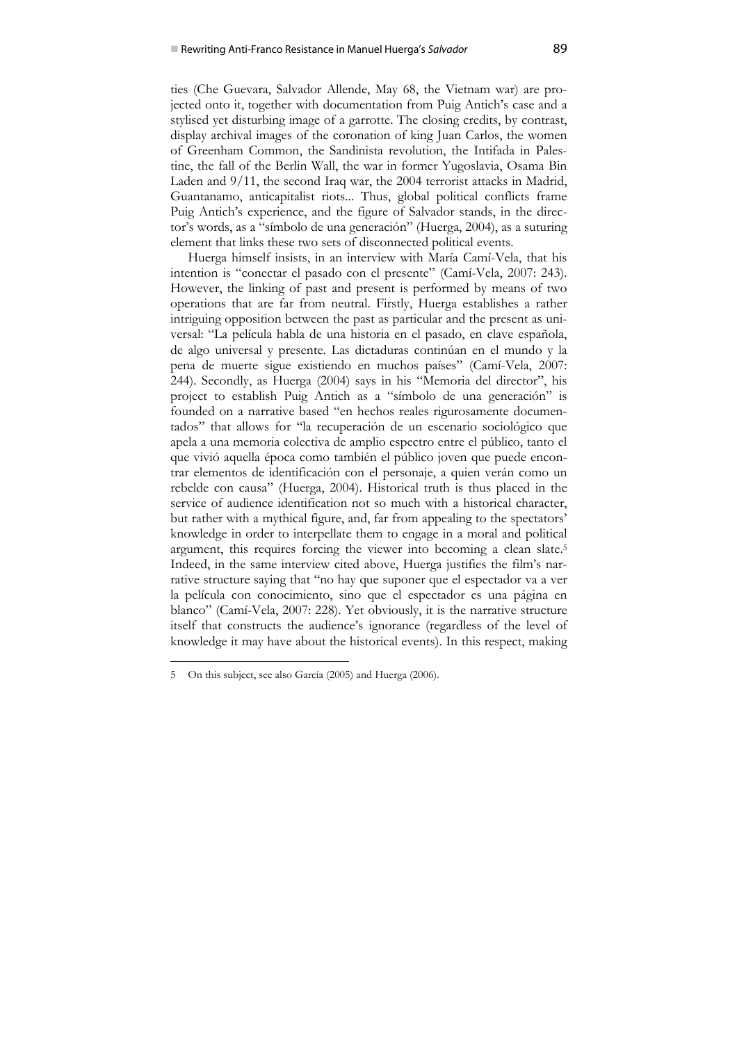ties (Che Guevara, Salvador Allende, May 68, the Vietnam war) are projected onto it, together with documentation from Puig Antich's case and a stylised yet disturbing image of a garrotte. The closing credits, by contrast, display archival images of the coronation of king Juan Carlos, the women of Greenham Common, the Sandinista revolution, the Intifada in Palestine, the fall of the Berlin Wall, the war in former Yugoslavia, Osama Bin Laden and 9/11, the second Iraq war, the 2004 terrorist attacks in Madrid, Guantanamo, anticapitalist riots... Thus, global political conflicts frame Puig Antich's experience, and the figure of Salvador stands, in the director's words, as a "símbolo de una generación" (Huerga, 2004), as a suturing element that links these two sets of disconnected political events.

Huerga himself insists, in an interview with María Camí-Vela, that his intention is "conectar el pasado con el presente" (Camí-Vela, 2007: 243). However, the linking of past and present is performed by means of two operations that are far from neutral. Firstly, Huerga establishes a rather intriguing opposition between the past as particular and the present as universal: "La película habla de una historia en el pasado, en clave española, de algo universal y presente. Las dictaduras continúan en el mundo y la pena de muerte sigue existiendo en muchos países" (Camí-Vela, 2007: 244). Secondly, as Huerga (2004) says in his "Memoria del director", his project to establish Puig Antich as a "símbolo de una generación" is founded on a narrative based "en hechos reales rigurosamente documentados" that allows for "la recuperación de un escenario sociológico que apela a una memoria colectiva de amplio espectro entre el público, tanto el que vivió aquella época como también el público joven que puede encontrar elementos de identificación con el personaje, a quien verán como un rebelde con causa" (Huerga, 2004). Historical truth is thus placed in the service of audience identification not so much with a historical character, but rather with a mythical figure, and, far from appealing to the spectators' knowledge in order to interpellate them to engage in a moral and political argument, this requires forcing the viewer into becoming a clean slate.[5] Indeed, in the same interview cited above, Huerga justifies the film's narrative structure saying that "no hay que suponer que el espectador va a ver la película con conocimiento, sino que el espectador es una página en blanco" (Camí-Vela, 2007: 228). Yet obviously, it is the narrative structure itself that constructs the audience's ignorance (regardless of the level of knowledge it may have about the historical events). In this respect, making

5 On this subject, see also García (2005) and Huerga (2006).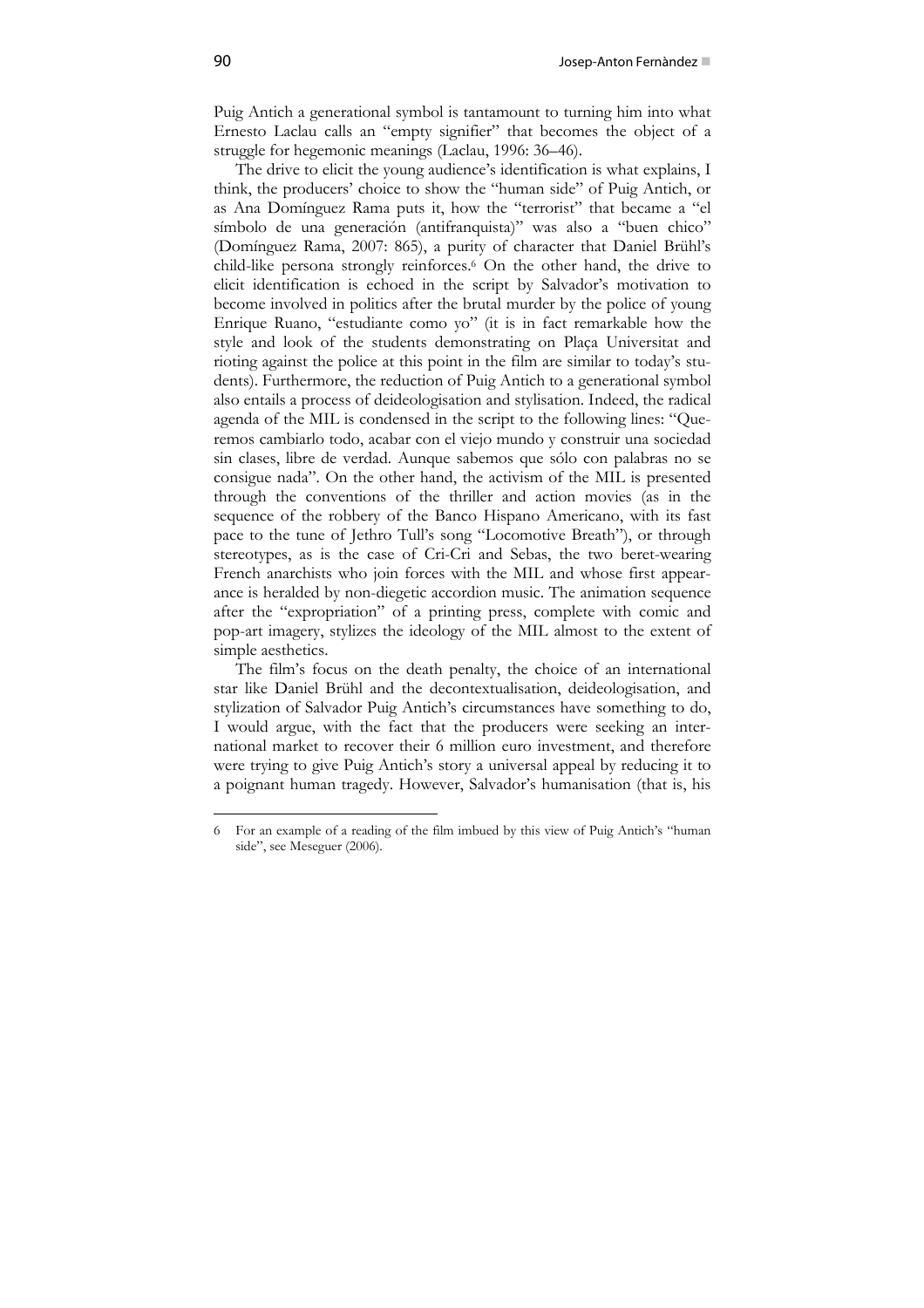Puig Antich a generational symbol is tantamount to turning him into what Ernesto Laclau calls an "empty signifier" that becomes the object of a struggle for hegemonic meanings (Laclau, 1996: 36–46).

The drive to elicit the young audience's identification is what explains, I think, the producers' choice to show the "human side" of Puig Antich, or as Ana Domínguez Rama puts it, how the "terrorist" that became a "el símbolo de una generación (antifranquista)" was also a "buen chico" (Domínguez Rama, 2007: 865), a purity of character that Daniel Brühl's child-like persona strongly reinforces.[6] On the other hand, the drive to elicit identification is echoed in the script by Salvador's motivation to become involved in politics after the brutal murder by the police of young Enrique Ruano, "estudiante como yo" (it is in fact remarkable how the style and look of the students demonstrating on Plaça Universitat and rioting against the police at this point in the film are similar to today's students). Furthermore, the reduction of Puig Antich to a generational symbol also entails a process of deideologisation and stylisation. Indeed, the radical agenda of the MIL is condensed in the script to the following lines: "Queremos cambiarlo todo, acabar con el viejo mundo y construir una sociedad sin clases, libre de verdad. Aunque sabemos que sólo con palabras no se consigue nada". On the other hand, the activism of the MIL is presented through the conventions of the thriller and action movies (as in the sequence of the robbery of the Banco Hispano Americano, with its fast pace to the tune of Jethro Tull's song "Locomotive Breath"), or through stereotypes, as is the case of Cri-Cri and Sebas, the two beret-wearing French anarchists who join forces with the MIL and whose first appearance is heralded by non-diegetic accordion music. The animation sequence after the "expropriation" of a printing press, complete with comic and pop-art imagery, stylizes the ideology of the MIL almost to the extent of simple aesthetics.

The film's focus on the death penalty, the choice of an international star like Daniel Brühl and the decontextualisation, deideologisation, and stylization of Salvador Puig Antich's circumstances have something to do, I would argue, with the fact that the producers were seeking an international market to recover their 6 million euro investment, and therefore were trying to give Puig Antich's story a universal appeal by reducing it to a poignant human tragedy. However, Salvador's humanisation (that is, his

---

6 For an example of a reading of the film imbued by this view of Puig Antich's "human side", see Meseguer (2006).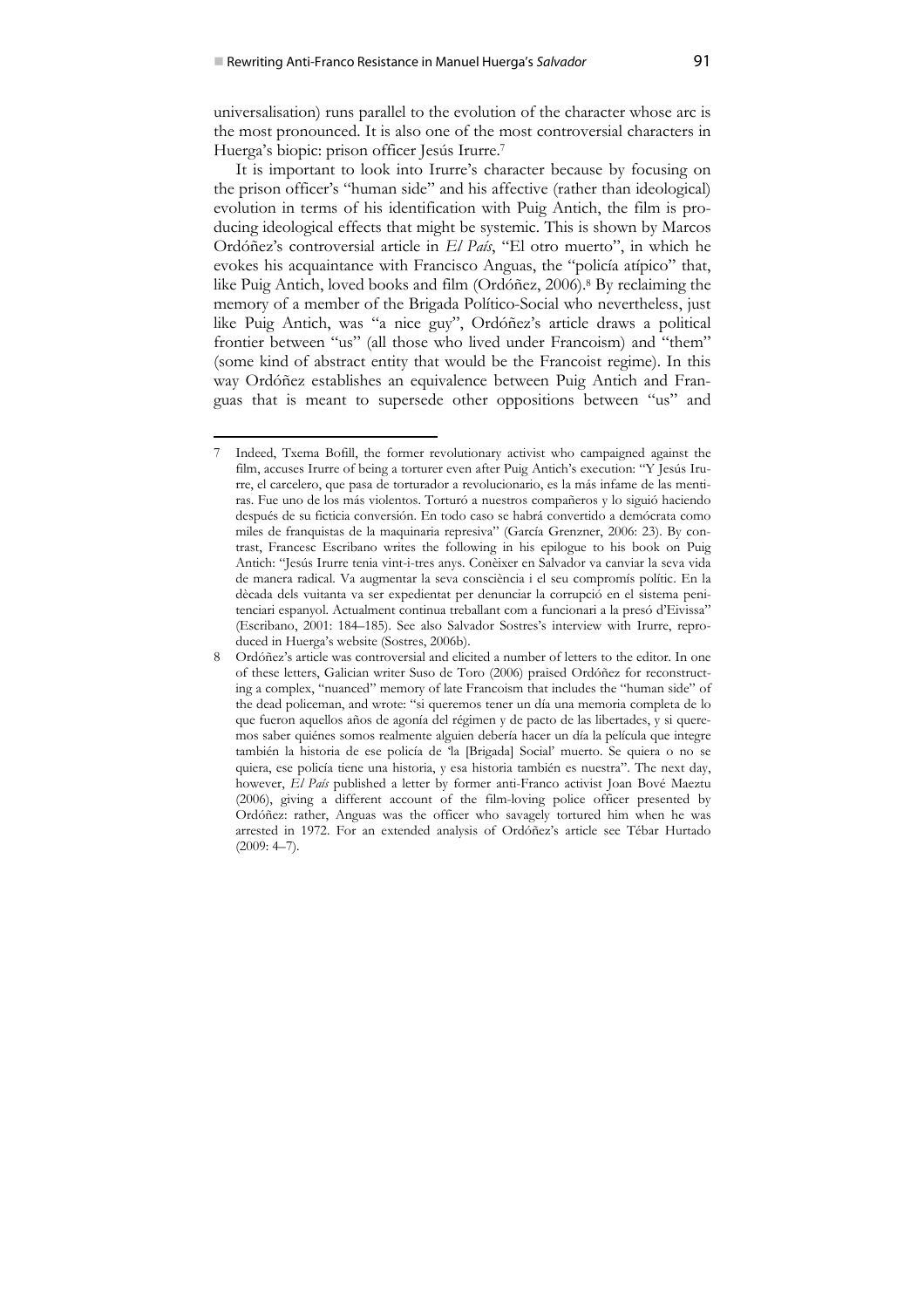universalisation) runs parallel to the evolution of the character whose arc is the most pronounced. It is also one of the most controversial characters in Huerga's biopic: prison officer Jesús Irurre.[7]

It is important to look into Irurre's character because by focusing on the prison officer's "human side" and his affective (rather than ideological) evolution in terms of his identification with Puig Antich, the film is producing ideological effects that might be systemic. This is shown by Marcos Ordóñez's controversial article in *El País*, "El otro muerto", in which he evokes his acquaintance with Francisco Anguas, the "policía atípico" that, like Puig Antich, loved books and film (Ordóñez, 2006).[8] By reclaiming the memory of a member of the Brigada Político-Social who nevertheless, just like Puig Antich, was "a nice guy", Ordóñez's article draws a political frontier between "us" (all those who lived under Francoism) and "them" (some kind of abstract entity that would be the Francoist regime). In this way Ordóñez establishes an equivalence between Puig Antich and Franguas that is meant to supersede other oppositions between "us" and

---

7 Indeed, Txema Bofill, the former revolutionary activist who campaigned against the film, accuses Irurre of being a torturer even after Puig Antich's execution: "Y Jesús Irurre, el carcelero, que pasa de torturador a revolucionario, es la más infame de las mentiras. Fue uno de los más violentos. Torturó a nuestros compañeros y lo siguió haciendo después de su ficticia conversión. En todo caso se habrá convertido a demócrata como miles de franquistas de la maquinaria represiva" (García Grenzner, 2006: 23). By contrast, Francesc Escribano writes the following in his epilogue to his book on Puig Antich: "Jesús Irurre tenia vint-i-tres anys. Conèixer en Salvador va canviar la seva vida de manera radical. Va augmentar la seva consciència i el seu compromís polític. En la dècada dels vuitanta va ser expedientat per denunciar la corrupció en el sistema penitenciari espanyol. Actualment continua treballant com a funcionari a la presó d'Eivissa" (Escribano, 2001: 184–185). See also Salvador Sostres's interview with Irurre, reproduced in Huerga's website (Sostres, 2006b).

8 Ordóñez's article was controversial and elicited a number of letters to the editor. In one of these letters, Galician writer Suso de Toro (2006) praised Ordóñez for reconstructing a complex, "nuanced" memory of late Francoism that includes the "human side" of the dead policeman, and wrote: "si queremos tener un día una memoria completa de lo que fueron aquellos años de agonía del régimen y de pacto de las libertades, y si queremos saber quiénes somos realmente alguien debería hacer un día la película que integre también la historia de ese policía de 'la [Brigada] Social' muerto. Se quiera o no se quiera, ese policía tiene una historia, y esa historia también es nuestra". The next day, however, *El País* published a letter by former anti-Franco activist Joan Bové Maeztu (2006), giving a different account of the film-loving police officer presented by Ordóñez: rather, Anguas was the officer who savagely tortured him when he was arrested in 1972. For an extended analysis of Ordóñez's article see Tébar Hurtado (2009: 4–7).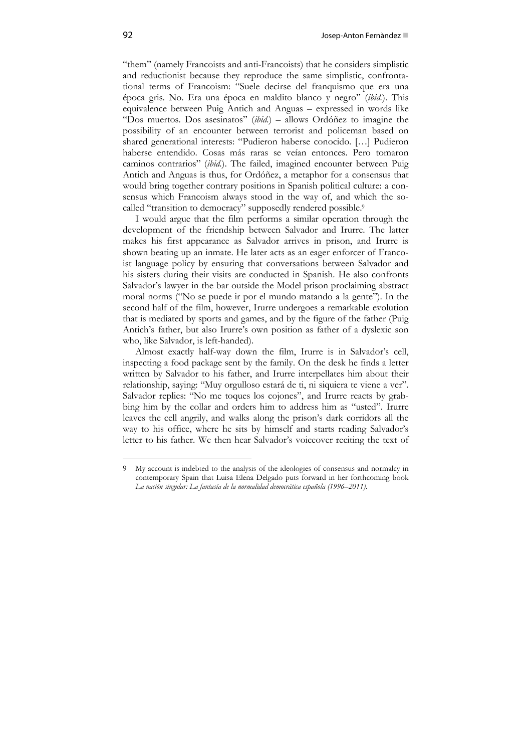"them" (namely Francoists and anti-Francoists) that he considers simplistic and reductionist because they reproduce the same simplistic, confrontational terms of Francoism: "Suele decirse del franquismo que era una época gris. No. Era una época en maldito blanco y negro" (*ibid.*). This equivalence between Puig Antich and Anguas – expressed in words like "Dos muertos. Dos asesinatos" (*ibid.*) – allows Ordóñez to imagine the possibility of an encounter between terrorist and policeman based on shared generational interests: "Pudieron haberse conocido. […] Pudieron haberse entendido. Cosas más raras se veían entonces. Pero tomaron caminos contrarios" (*ibid.*). The failed, imagined encounter between Puig Antich and Anguas is thus, for Ordóñez, a metaphor for a consensus that would bring together contrary positions in Spanish political culture: a consensus which Francoism always stood in the way of, and which the so-called "transition to democracy" supposedly rendered possible.[9]

I would argue that the film performs a similar operation through the development of the friendship between Salvador and Irurre. The latter makes his first appearance as Salvador arrives in prison, and Irurre is shown beating up an inmate. He later acts as an eager enforcer of Francoist language policy by ensuring that conversations between Salvador and his sisters during their visits are conducted in Spanish. He also confronts Salvador's lawyer in the bar outside the Model prison proclaiming abstract moral norms ("No se puede ir por el mundo matando a la gente"). In the second half of the film, however, Irurre undergoes a remarkable evolution that is mediated by sports and games, and by the figure of the father (Puig Antich's father, but also Irurre's own position as father of a dyslexic son who, like Salvador, is left-handed).

Almost exactly half-way down the film, Irurre is in Salvador's cell, inspecting a food package sent by the family. On the desk he finds a letter written by Salvador to his father, and Irurre interpellates him about their relationship, saying: "Muy orgulloso estará de ti, ni siquiera te viene a ver". Salvador replies: "No me toques los cojones", and Irurre reacts by grabbing him by the collar and orders him to address him as "usted". Irurre leaves the cell angrily, and walks along the prison's dark corridors all the way to his office, where he sits by himself and starts reading Salvador's letter to his father. We then hear Salvador's voiceover reciting the text of

---

9 My account is indebted to the analysis of the ideologies of consensus and normalcy in contemporary Spain that Luisa Elena Delgado puts forward in her forthcoming book *La nación singular: La fantasía de la normalidad democrática española (1996–2011)*.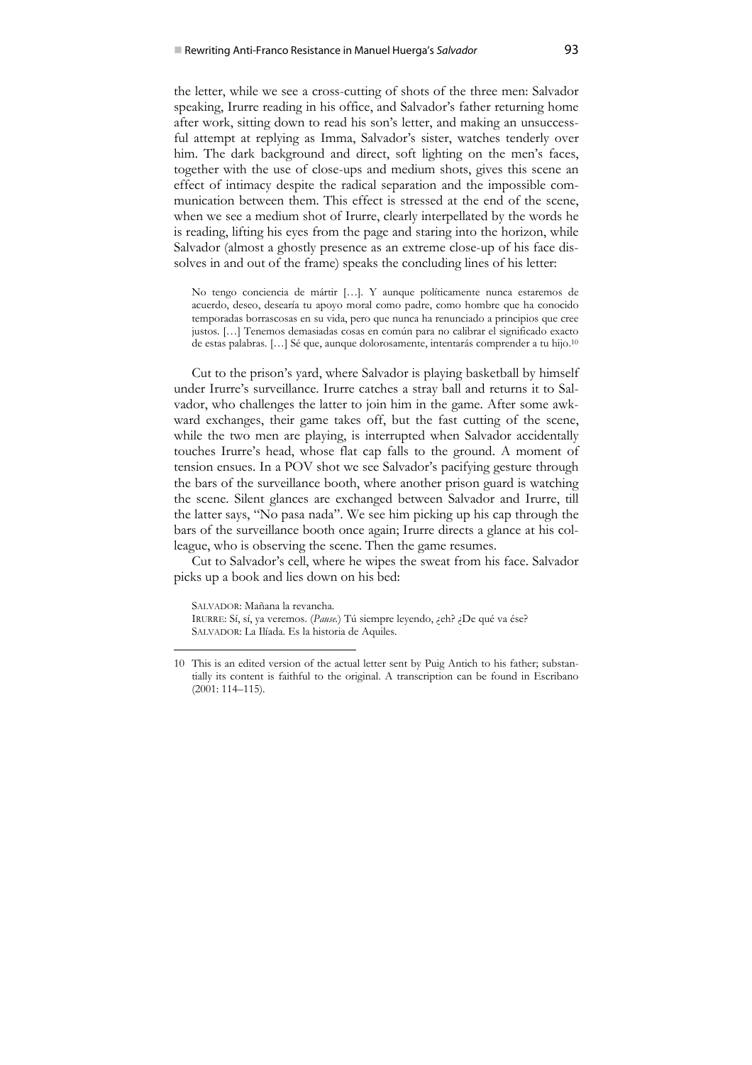the letter, while we see a cross-cutting of shots of the three men: Salvador speaking, Irurre reading in his office, and Salvador's father returning home after work, sitting down to read his son's letter, and making an unsuccessful attempt at replying as Imma, Salvador's sister, watches tenderly over him. The dark background and direct, soft lighting on the men's faces, together with the use of close-ups and medium shots, gives this scene an effect of intimacy despite the radical separation and the impossible communication between them. This effect is stressed at the end of the scene, when we see a medium shot of Irurre, clearly interpellated by the words he is reading, lifting his eyes from the page and staring into the horizon, while Salvador (almost a ghostly presence as an extreme close-up of his face dissolves in and out of the frame) speaks the concluding lines of his letter:

> No tengo conciencia de mártir […]. Y aunque políticamente nunca estaremos de acuerdo, deseo, desearía tu apoyo moral como padre, como hombre que ha conocido temporadas borrascosas en su vida, pero que nunca ha renunciado a principios que cree justos. […] Tenemos demasiadas cosas en común para no calibrar el significado exacto de estas palabras. […] Sé que, aunque dolorosamente, intentarás comprender a tu hijo.[10]

Cut to the prison's yard, where Salvador is playing basketball by himself under Irurre's surveillance. Irurre catches a stray ball and returns it to Salvador, who challenges the latter to join him in the game. After some awkward exchanges, their game takes off, but the fast cutting of the scene, while the two men are playing, is interrupted when Salvador accidentally touches Irurre's head, whose flat cap falls to the ground. A moment of tension ensues. In a POV shot we see Salvador's pacifying gesture through the bars of the surveillance booth, where another prison guard is watching the scene. Silent glances are exchanged between Salvador and Irurre, till the latter says, "No pasa nada". We see him picking up his cap through the bars of the surveillance booth once again; Irurre directs a glance at his colleague, who is observing the scene. Then the game resumes.

Cut to Salvador's cell, where he wipes the sweat from his face. Salvador picks up a book and lies down on his bed:

> SALVADOR: Mañana la revancha.
> IRURRE: Sí, sí, ya veremos. (*Pause.*) Tú siempre leyendo, ¿eh? ¿De qué va ése?
> SALVADOR: La Ilíada. Es la historia de Aquiles.

---

10 This is an edited version of the actual letter sent by Puig Antich to his father; substantially its content is faithful to the original. A transcription can be found in Escribano (2001: 114–115).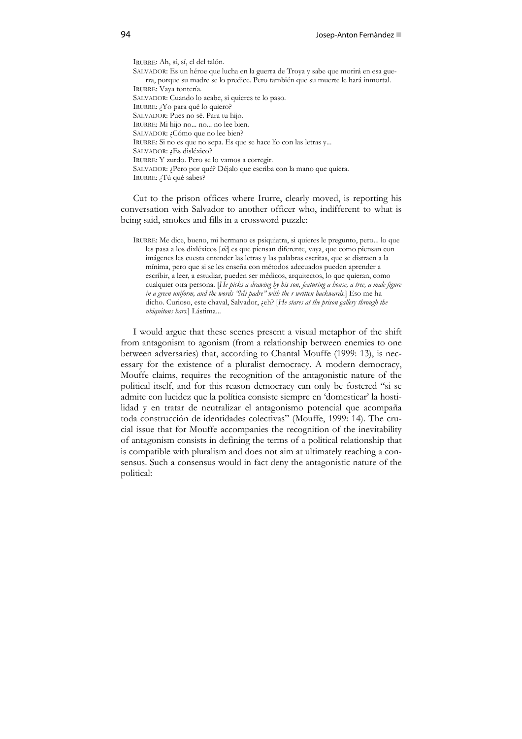IRURRE: Ah, sí, sí, el del talón.

SALVADOR: Es un héroe que lucha en la guerra de Troya y sabe que morirá en esa guerra, porque su madre se lo predice. Pero también que su muerte le hará inmortal.

IRURRE: Vaya tontería.

SALVADOR: Cuando lo acabe, si quieres te lo paso.

IRURRE: ¿Yo para qué lo quiero?

SALVADOR: Pues no sé. Para tu hijo.

IRURRE: Mi hijo no... no... no lee bien.

SALVADOR: ¿Cómo que no lee bien?

IRURRE: Si no es que no sepa. Es que se hace lío con las letras y...

SALVADOR: ¿Es disléxico?

IRURRE: Y zurdo. Pero se lo vamos a corregir.

SALVADOR: ¿Pero por qué? Déjalo que escriba con la mano que quiera.

IRURRE: ¿Tú qué sabes?

Cut to the prison offices where Irurre, clearly moved, is reporting his conversation with Salvador to another officer who, indifferent to what is being said, smokes and fills in a crossword puzzle:

> IRURRE: Me dice, bueno, mi hermano es psiquiatra, si quieres le pregunto, pero... lo que les pasa a los dixléxicos [*sic*] es que piensan diferente, vaya, que como piensan con imágenes les cuesta entender las letras y las palabras escritas, que se distraen a la mínima, pero que si se les enseña con métodos adecuados pueden aprender a escribir, a leer, a estudiar, pueden ser médicos, arquitectos, lo que quieran, como cualquier otra persona. [*He picks a drawing by his son, featuring a house, a tree, a male figure in a green uniform, and the words "Mi padre" with the r written backwards.*] Eso me ha dicho. Curioso, este chaval, Salvador, ¿eh? [*He stares at the prison gallery through the ubiquitous bars.*] Lástima...

I would argue that these scenes present a visual metaphor of the shift from antagonism to agonism (from a relationship between enemies to one between adversaries) that, according to Chantal Mouffe (1999: 13), is necessary for the existence of a pluralist democracy. A modern democracy, Mouffe claims, requires the recognition of the antagonistic nature of the political itself, and for this reason democracy can only be fostered "si se admite con lucidez que la política consiste siempre en 'domesticar' la hostilidad y en tratar de neutralizar el antagonismo potencial que acompaña toda construcción de identidades colectivas" (Mouffe, 1999: 14). The crucial issue that for Mouffe accompanies the recognition of the inevitability of antagonism consists in defining the terms of a political relationship that is compatible with pluralism and does not aim at ultimately reaching a consensus. Such a consensus would in fact deny the antagonistic nature of the political: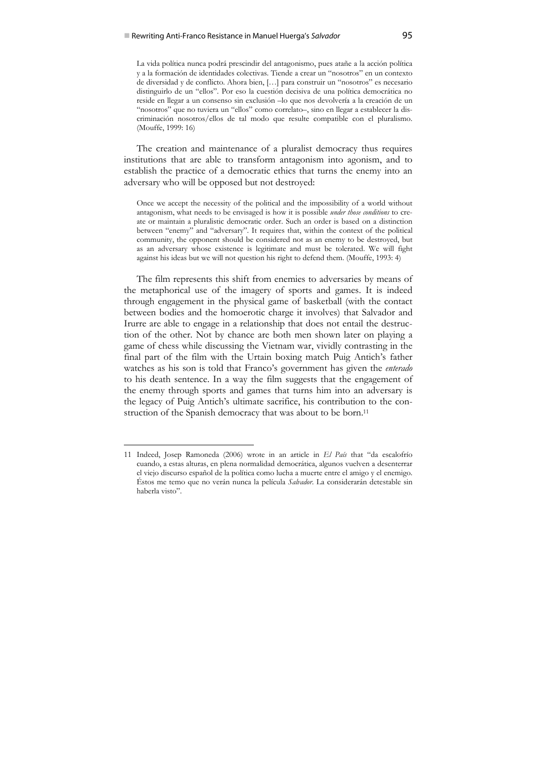> La vida política nunca podrá prescindir del antagonismo, pues atañe a la acción política y a la formación de identidades colectivas. Tiende a crear un "nosotros" en un contexto de diversidad y de conflicto. Ahora bien, […] para construir un "nosotros" es necesario distinguirlo de un "ellos". Por eso la cuestión decisiva de una política democrática no reside en llegar a un consenso sin exclusión –lo que nos devolvería a la creación de un "nosotros" que no tuviera un "ellos" como correlato–, sino en llegar a establecer la discriminación nosotros/ellos de tal modo que resulte compatible con el pluralismo. (Mouffe, 1999: 16)

The creation and maintenance of a pluralist democracy thus requires institutions that are able to transform antagonism into agonism, and to establish the practice of a democratic ethics that turns the enemy into an adversary who will be opposed but not destroyed:

> Once we accept the necessity of the political and the impossibility of a world without antagonism, what needs to be envisaged is how it is possible *under those conditions* to create or maintain a pluralistic democratic order. Such an order is based on a distinction between "enemy" and "adversary". It requires that, within the context of the political community, the opponent should be considered not as an enemy to be destroyed, but as an adversary whose existence is legitimate and must be tolerated. We will fight against his ideas but we will not question his right to defend them. (Mouffe, 1993: 4)

The film represents this shift from enemies to adversaries by means of the metaphorical use of the imagery of sports and games. It is indeed through engagement in the physical game of basketball (with the contact between bodies and the homoerotic charge it involves) that Salvador and Irurre are able to engage in a relationship that does not entail the destruction of the other. Not by chance are both men shown later on playing a game of chess while discussing the Vietnam war, vividly contrasting in the final part of the film with the Urtain boxing match Puig Antich's father watches as his son is told that Franco's government has given the *enterado* to his death sentence. In a way the film suggests that the engagement of the enemy through sports and games that turns him into an adversary is the legacy of Puig Antich's ultimate sacrifice, his contribution to the construction of the Spanish democracy that was about to be born.[11]

---

11 Indeed, Josep Ramoneda (2006) wrote in an article in *El País* that "da escalofrío cuando, a estas alturas, en plena normalidad democrática, algunos vuelven a desenterrar el viejo discurso español de la política como lucha a muerte entre el amigo y el enemigo. Éstos me temo que no verán nunca la película *Salvador*. La considerarán detestable sin haberla visto".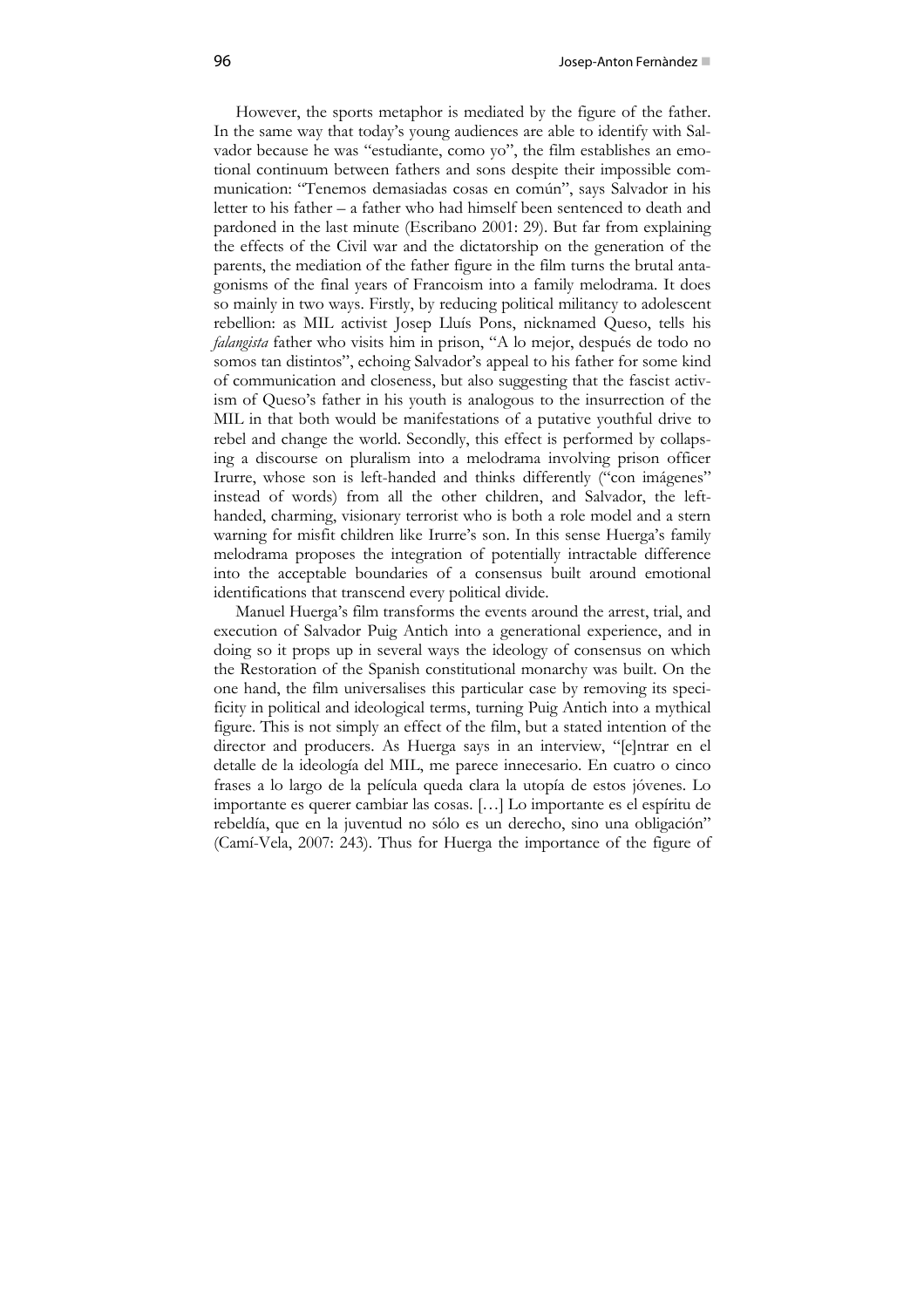However, the sports metaphor is mediated by the figure of the father. In the same way that today's young audiences are able to identify with Salvador because he was "estudiante, como yo", the film establishes an emotional continuum between fathers and sons despite their impossible communication: "Tenemos demasiadas cosas en común", says Salvador in his letter to his father – a father who had himself been sentenced to death and pardoned in the last minute (Escribano 2001: 29). But far from explaining the effects of the Civil war and the dictatorship on the generation of the parents, the mediation of the father figure in the film turns the brutal antagonisms of the final years of Francoism into a family melodrama. It does so mainly in two ways. Firstly, by reducing political militancy to adolescent rebellion: as MIL activist Josep Lluís Pons, nicknamed Queso, tells his *falangista* father who visits him in prison, "A lo mejor, después de todo no somos tan distintos", echoing Salvador's appeal to his father for some kind of communication and closeness, but also suggesting that the fascist activism of Queso's father in his youth is analogous to the insurrection of the MIL in that both would be manifestations of a putative youthful drive to rebel and change the world. Secondly, this effect is performed by collapsing a discourse on pluralism into a melodrama involving prison officer Irurre, whose son is left-handed and thinks differently ("con imágenes" instead of words) from all the other children, and Salvador, the left-handed, charming, visionary terrorist who is both a role model and a stern warning for misfit children like Irurre's son. In this sense Huerga's family melodrama proposes the integration of potentially intractable difference into the acceptable boundaries of a consensus built around emotional identifications that transcend every political divide.

Manuel Huerga's film transforms the events around the arrest, trial, and execution of Salvador Puig Antich into a generational experience, and in doing so it props up in several ways the ideology of consensus on which the Restoration of the Spanish constitutional monarchy was built. On the one hand, the film universalises this particular case by removing its specificity in political and ideological terms, turning Puig Antich into a mythical figure. This is not simply an effect of the film, but a stated intention of the director and producers. As Huerga says in an interview, "[e]ntrar en el detalle de la ideología del MIL, me parece innecesario. En cuatro o cinco frases a lo largo de la película queda clara la utopía de estos jóvenes. Lo importante es querer cambiar las cosas. […] Lo importante es el espíritu de rebeldía, que en la juventud no sólo es un derecho, sino una obligación" (Camí-Vela, 2007: 243). Thus for Huerga the importance of the figure of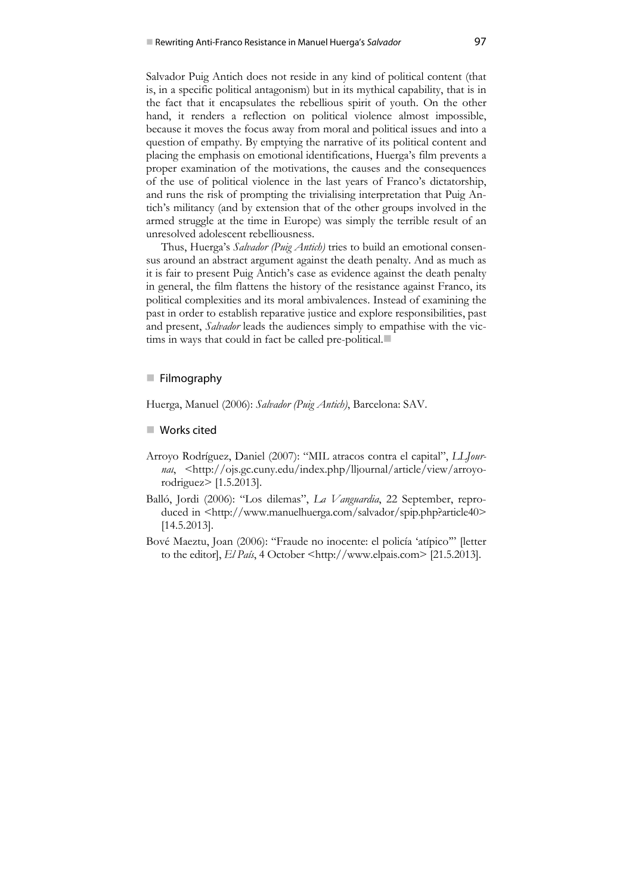Salvador Puig Antich does not reside in any kind of political content (that is, in a specific political antagonism) but in its mythical capability, that is in the fact that it encapsulates the rebellious spirit of youth. On the other hand, it renders a reflection on political violence almost impossible, because it moves the focus away from moral and political issues and into a question of empathy. By emptying the narrative of its political content and placing the emphasis on emotional identifications, Huerga's film prevents a proper examination of the motivations, the causes and the consequences of the use of political violence in the last years of Franco's dictatorship, and runs the risk of prompting the trivialising interpretation that Puig Antich's militancy (and by extension that of the other groups involved in the armed struggle at the time in Europe) was simply the terrible result of an unresolved adolescent rebelliousness.

Thus, Huerga's *Salvador (Puig Antich)* tries to build an emotional consensus around an abstract argument against the death penalty. And as much as it is fair to present Puig Antich's case as evidence against the death penalty in general, the film flattens the history of the resistance against Franco, its political complexities and its moral ambivalences. Instead of examining the past in order to establish reparative justice and explore responsibilities, past and present, *Salvador* leads the audiences simply to empathise with the victims in ways that could in fact be called pre-political.

## Filmography

Huerga, Manuel (2006): *Salvador (Puig Antich)*, Barcelona: SAV.

## Works cited

Arroyo Rodríguez, Daniel (2007): "MIL atracos contra el capital", *LLJournal*, <http://ojs.gc.cuny.edu/index.php/lljournal/article/view/arroyo-rodriguez> [1.5.2013].

Balló, Jordi (2006): "Los dilemas", *La Vanguardia*, 22 September, reproduced in <http://www.manuelhuerga.com/salvador/spip.php?article40> [14.5.2013].

Bové Maeztu, Joan (2006): "Fraude no inocente: el policía 'atípico'" [letter to the editor], *El País*, 4 October <http://www.elpais.com> [21.5.2013].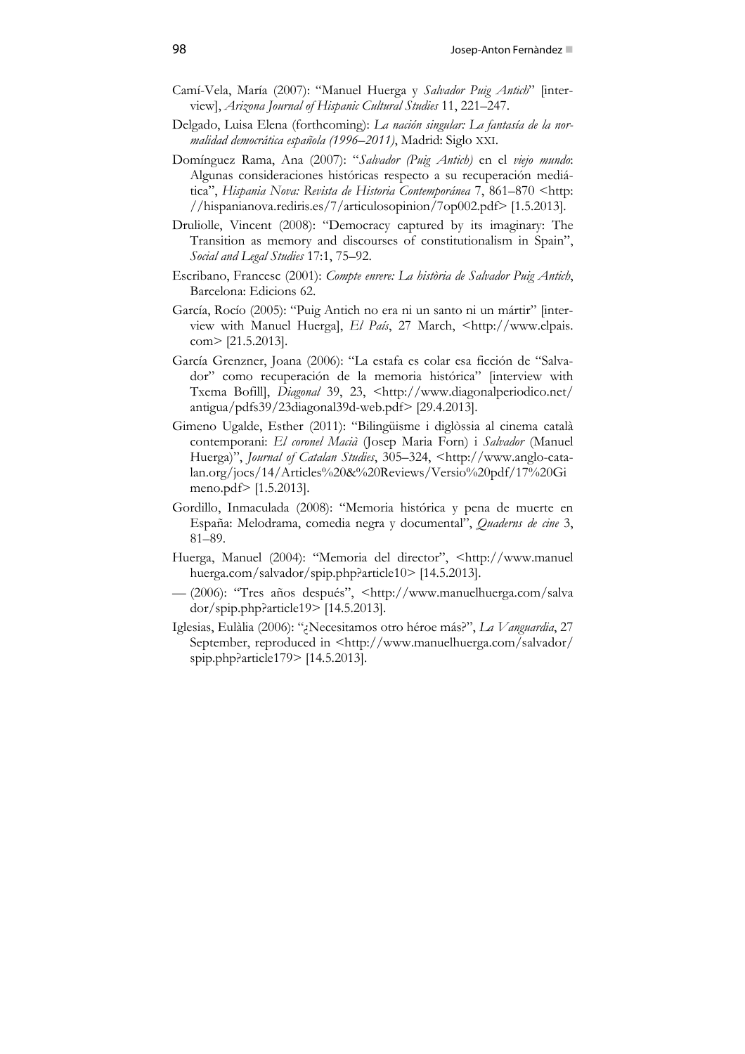Camí-Vela, María (2007): "Manuel Huerga y *Salvador Puig Antich*" [interview], *Arizona Journal of Hispanic Cultural Studies* 11, 221–247.

Delgado, Luisa Elena (forthcoming): *La nación singular: La fantasía de la normalidad democrática española (1996–2011)*, Madrid: Siglo XXI.

Domínguez Rama, Ana (2007): "*Salvador (Puig Antich)* en el *viejo mundo*: Algunas consideraciones históricas respecto a su recuperación mediática", *Hispania Nova: Revista de Historia Contemporánea* 7, 861–870 <http://hispanianova.rediris.es/7/articulosopinion/7op002.pdf> [1.5.2013].

Druliolle, Vincent (2008): "Democracy captured by its imaginary: The Transition as memory and discourses of constitutionalism in Spain", *Social and Legal Studies* 17:1, 75–92.

Escribano, Francesc (2001): *Compte enrere: La història de Salvador Puig Antich*, Barcelona: Edicions 62.

García, Rocío (2005): "Puig Antich no era ni un santo ni un mártir" [interview with Manuel Huerga], *El País*, 27 March, <http://www.elpais.com> [21.5.2013].

García Grenzner, Joana (2006): "La estafa es colar esa ficción de "Salvador" como recuperación de la memoria histórica" [interview with Txema Bofill], *Diagonal* 39, 23, <http://www.diagonalperiodico.net/antigua/pdfs39/23diagonal39d-web.pdf> [29.4.2013].

Gimeno Ugalde, Esther (2011): "Bilingüisme i diglòssia al cinema català contemporani: *El coronel Macià* (Josep Maria Forn) i *Salvador* (Manuel Huerga)", *Journal of Catalan Studies*, 305–324, <http://www.anglo-catalan.org/jocs/14/Articles%20&%20Reviews/Versio%20pdf/17%20Gimeno.pdf> [1.5.2013].

Gordillo, Inmaculada (2008): "Memoria histórica y pena de muerte en España: Melodrama, comedia negra y documental", *Quaderns de cine* 3, 81–89.

Huerga, Manuel (2004): "Memoria del director", <http://www.manuelhuerga.com/salvador/spip.php?article10> [14.5.2013].

— (2006): "Tres años después", <http://www.manuelhuerga.com/salvador/spip.php?article19> [14.5.2013].

Iglesias, Eulàlia (2006): "¿Necesitamos otro héroe más?", *La Vanguardia*, 27 September, reproduced in <http://www.manuelhuerga.com/salvador/spip.php?article179> [14.5.2013].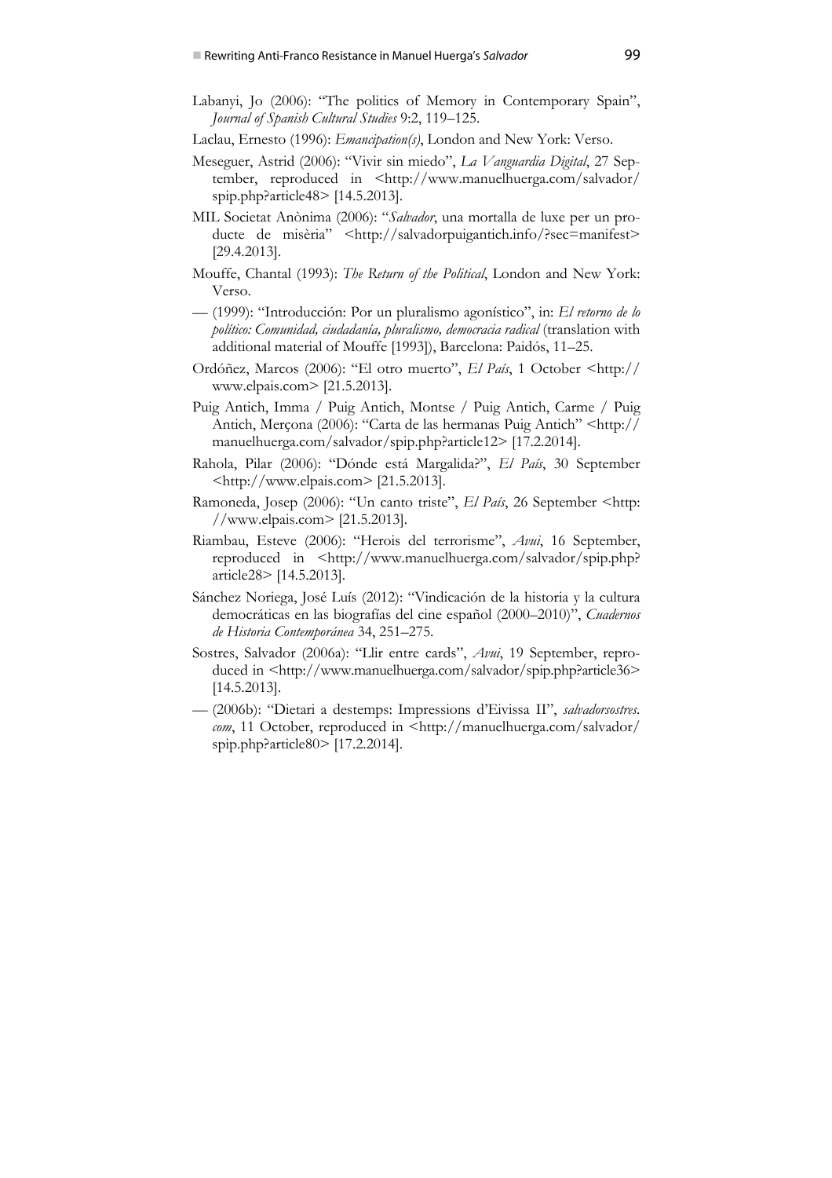Labanyi, Jo (2006): "The politics of Memory in Contemporary Spain", *Journal of Spanish Cultural Studies* 9:2, 119–125.

Laclau, Ernesto (1996): *Emancipation(s)*, London and New York: Verso.

Meseguer, Astrid (2006): "Vivir sin miedo", *La Vanguardia Digital*, 27 September, reproduced in <http://www.manuelhuerga.com/salvador/spip.php?article48> [14.5.2013].

MIL Societat Anònima (2006): "*Salvador*, una mortalla de luxe per un producte de misèria" <http://salvadorpuigantich.info/?sec=manifest> [29.4.2013].

Mouffe, Chantal (1993): *The Return of the Political*, London and New York: Verso.

— (1999): "Introducción: Por un pluralismo agonístico", in: *El retorno de lo político: Comunidad, ciudadanía, pluralismo, democracia radical* (translation with additional material of Mouffe [1993]), Barcelona: Paidós, 11–25.

Ordóñez, Marcos (2006): "El otro muerto", *El País*, 1 October <http://www.elpais.com> [21.5.2013].

Puig Antich, Imma / Puig Antich, Montse / Puig Antich, Carme / Puig Antich, Merçona (2006): "Carta de las hermanas Puig Antich" <http://manuelhuerga.com/salvador/spip.php?article12> [17.2.2014].

Rahola, Pilar (2006): "Dónde está Margalida?", *El País*, 30 September <http://www.elpais.com> [21.5.2013].

Ramoneda, Josep (2006): "Un canto triste", *El País*, 26 September <http://www.elpais.com> [21.5.2013].

Riambau, Esteve (2006): "Herois del terrorisme", *Avui*, 16 September, reproduced in <http://www.manuelhuerga.com/salvador/spip.php?article28> [14.5.2013].

Sánchez Noriega, José Luís (2012): "Vindicación de la historia y la cultura democráticas en las biografías del cine español (2000–2010)", *Cuadernos de Historia Contemporánea* 34, 251–275.

Sostres, Salvador (2006a): "Llir entre cards", *Avui*, 19 September, reproduced in <http://www.manuelhuerga.com/salvador/spip.php?article36> [14.5.2013].

— (2006b): "Dietari a destemps: Impressions d'Eivissa II", *salvadorsostres.com*, 11 October, reproduced in <http://manuelhuerga.com/salvador/spip.php?article80> [17.2.2014].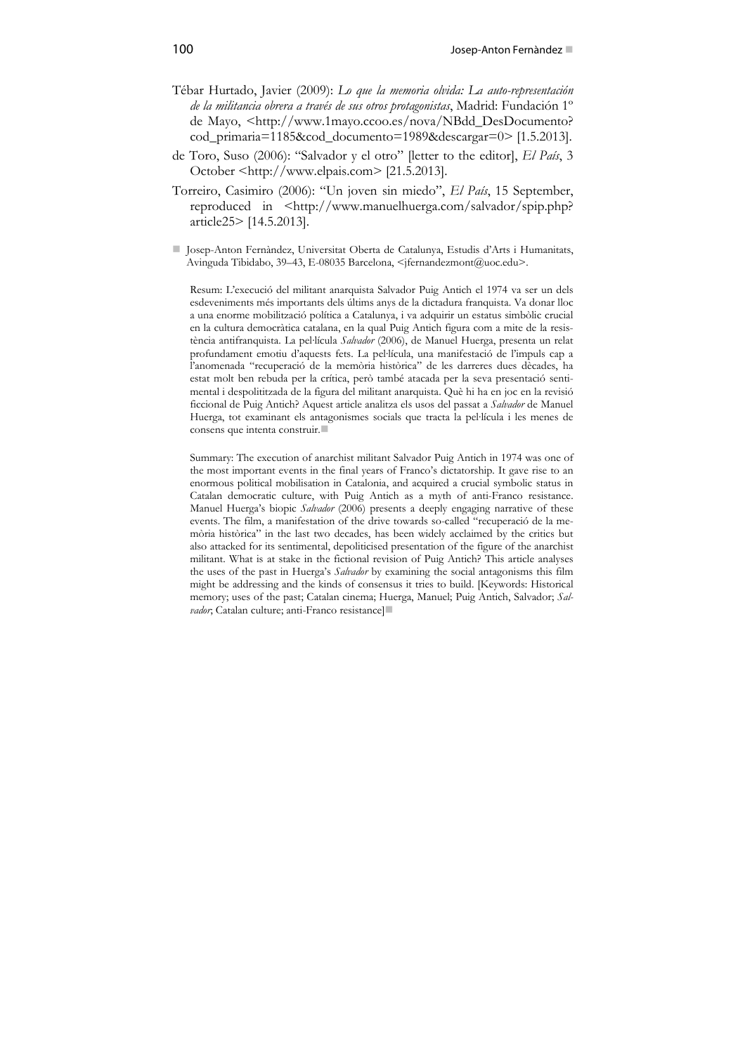Tébar Hurtado, Javier (2009): *Lo que la memoria olvida: La auto-representación de la militancia obrera a través de sus otros protagonistas*, Madrid: Fundación 1º de Mayo, <http://www.1mayo.ccoo.es/nova/NBdd_DesDocumento?cod_primaria=1185&cod_documento=1989&descargar=0> [1.5.2013].

de Toro, Suso (2006): "Salvador y el otro" [letter to the editor], *El País*, 3 October <http://www.elpais.com> [21.5.2013].

Torreiro, Casimiro (2006): "Un joven sin miedo", *El País*, 15 September, reproduced in <http://www.manuelhuerga.com/salvador/spip.php?article25> [14.5.2013].

■ Josep-Anton Fernàndez, Universitat Oberta de Catalunya, Estudis d'Arts i Humanitats, Avinguda Tibidabo, 39–43, E-08035 Barcelona, <jfernandezmont@uoc.edu>.

Resum: L'execució del militant anarquista Salvador Puig Antich el 1974 va ser un dels esdeveniments més importants dels últims anys de la dictadura franquista. Va donar lloc a una enorme mobilització política a Catalunya, i va adquirir un estatus simbòlic crucial en la cultura democràtica catalana, en la qual Puig Antich figura com a mite de la resistència antifranquista. La pel·lícula *Salvador* (2006), de Manuel Huerga, presenta un relat profundament emotiu d'aquests fets. La pel·lícula, una manifestació de l'impuls cap a l'anomenada "recuperació de la memòria històrica" de les darreres dues dècades, ha estat molt ben rebuda per la crítica, però també atacada per la seva presentació sentimental i despolititzada de la figura del militant anarquista. Què hi ha en joc en la revisió ficcional de Puig Antich? Aquest article analitza els usos del passat a *Salvador* de Manuel Huerga, tot examinant els antagonismes socials que tracta la pel·lícula i les menes de consens que intenta construir.■

Summary: The execution of anarchist militant Salvador Puig Antich in 1974 was one of the most important events in the final years of Franco's dictatorship. It gave rise to an enormous political mobilisation in Catalonia, and acquired a crucial symbolic status in Catalan democratic culture, with Puig Antich as a myth of anti-Franco resistance. Manuel Huerga's biopic *Salvador* (2006) presents a deeply engaging narrative of these events. The film, a manifestation of the drive towards so-called "recuperació de la memòria històrica" in the last two decades, has been widely acclaimed by the critics but also attacked for its sentimental, depoliticised presentation of the figure of the anarchist militant. What is at stake in the fictional revision of Puig Antich? This article analyses the uses of the past in Huerga's *Salvador* by examining the social antagonisms this film might be addressing and the kinds of consensus it tries to build. [Keywords: Historical memory; uses of the past; Catalan cinema; Huerga, Manuel; Puig Antich, Salvador; *Salvador*; Catalan culture; anti-Franco resistance]■